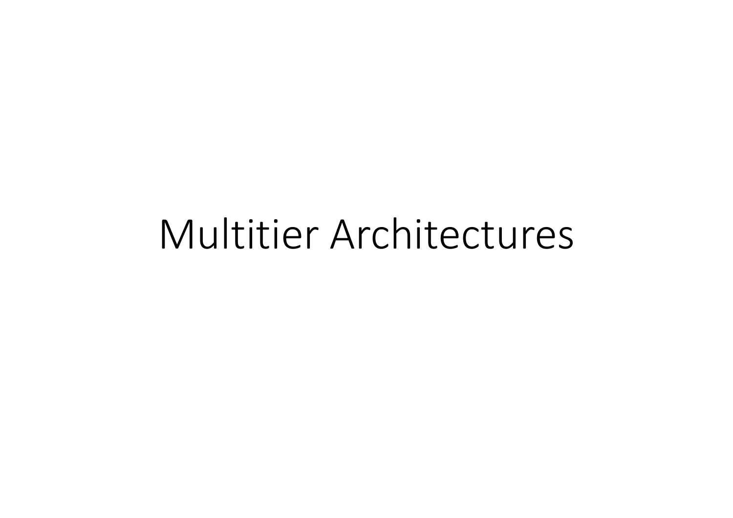# Multitier Architectures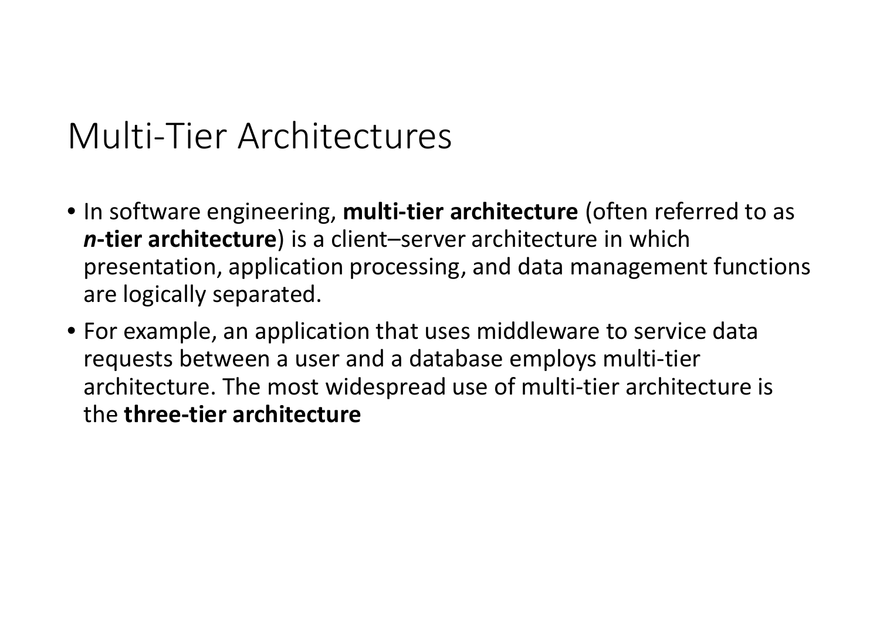# Multi-Tier Architectures

- In software engineering, **multi-tier architecture** (often referred to as ***n*-tier architecture**) is a client–server architecture in which presentation, application processing, and data management functions are logically separated.
- For example, an application that uses middleware to service data requests between a user and a database employs multi-tier architecture. The most widespread use of multi-tier architecture is the **three-tier architecture**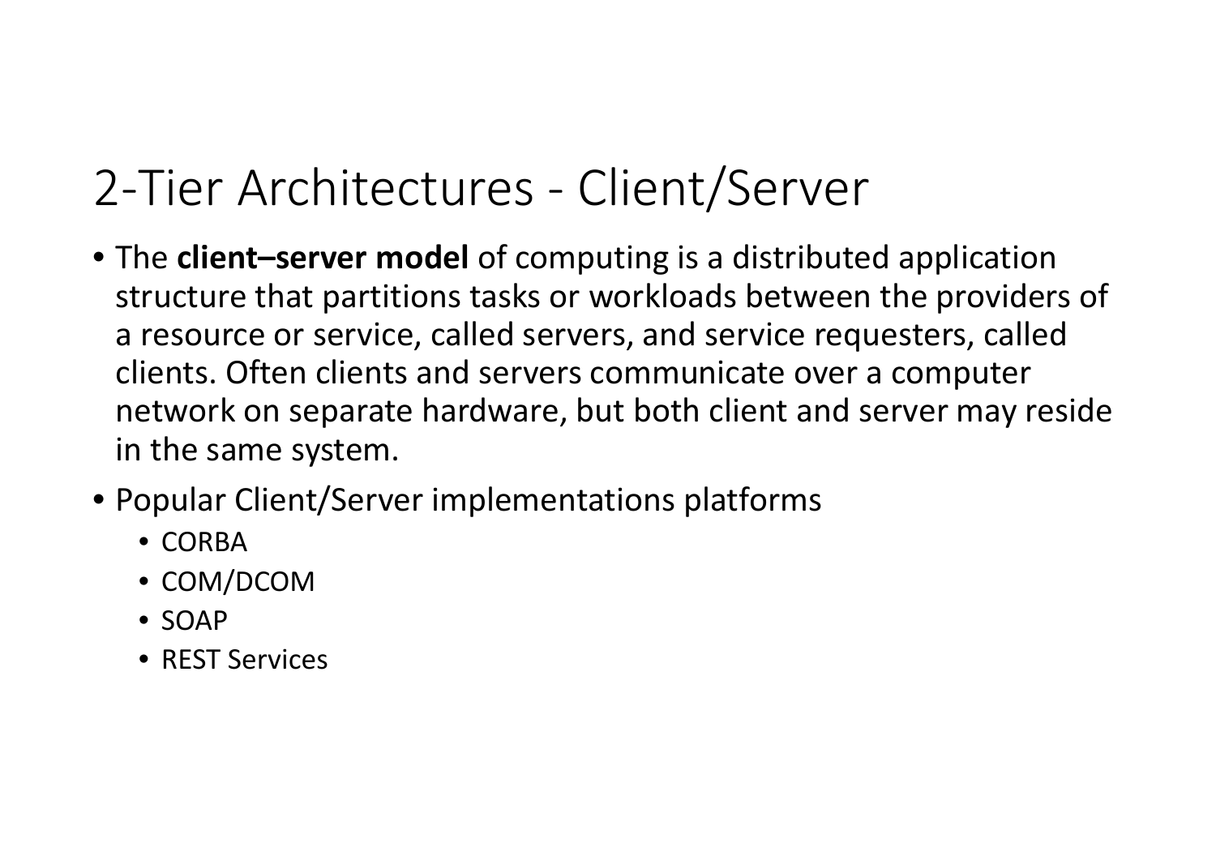# 2-Tier Architectures - Client/Server

- The **client–server model** of computing is a distributed application structure that partitions tasks or workloads between the providers of a resource or service, called servers, and service requesters, called clients. Often clients and servers communicate over a computer network on separate hardware, but both client and server may reside in the same system.
- Popular Client/Server implementations platforms
  - CORBA
  - COM/DCOM
  - SOAP
  - REST Services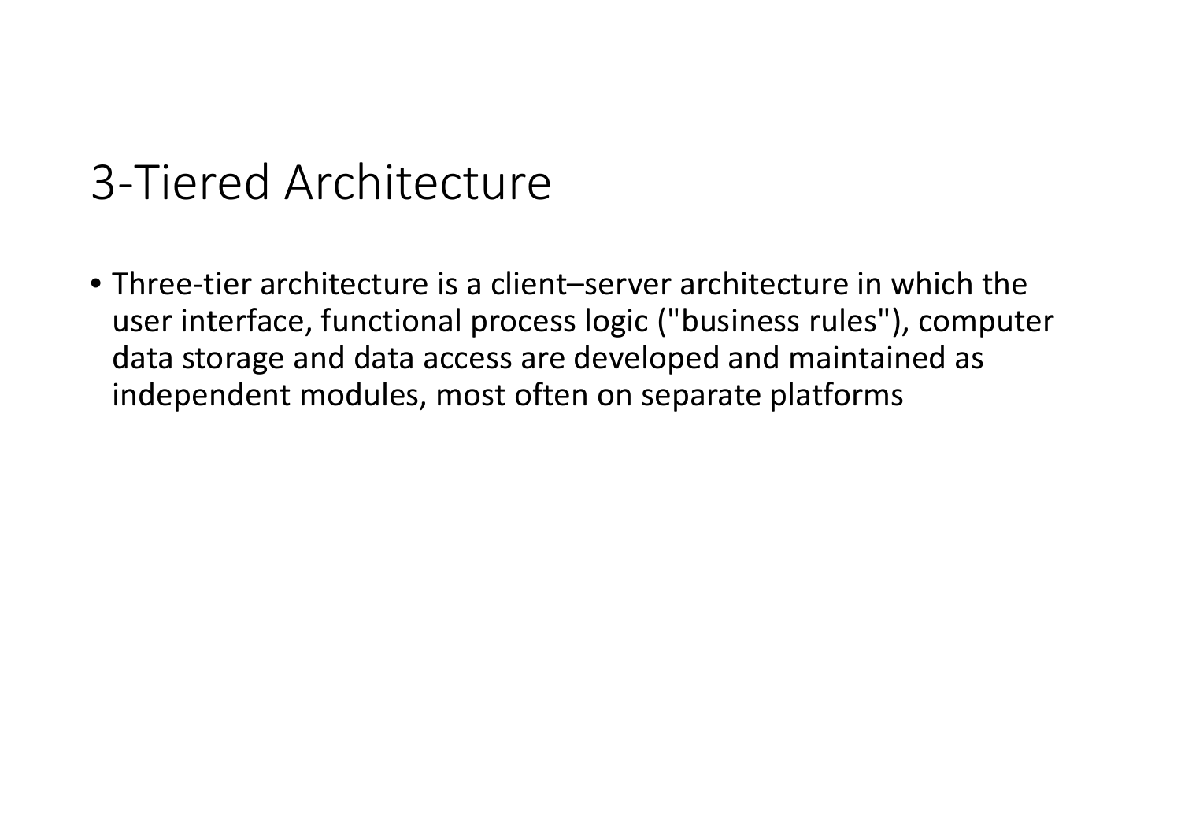# 3-Tiered Architecture

- Three-tier architecture is a client–server architecture in which the user interface, functional process logic ("business rules"), computer data storage and data access are developed and maintained as independent modules, most often on separate platforms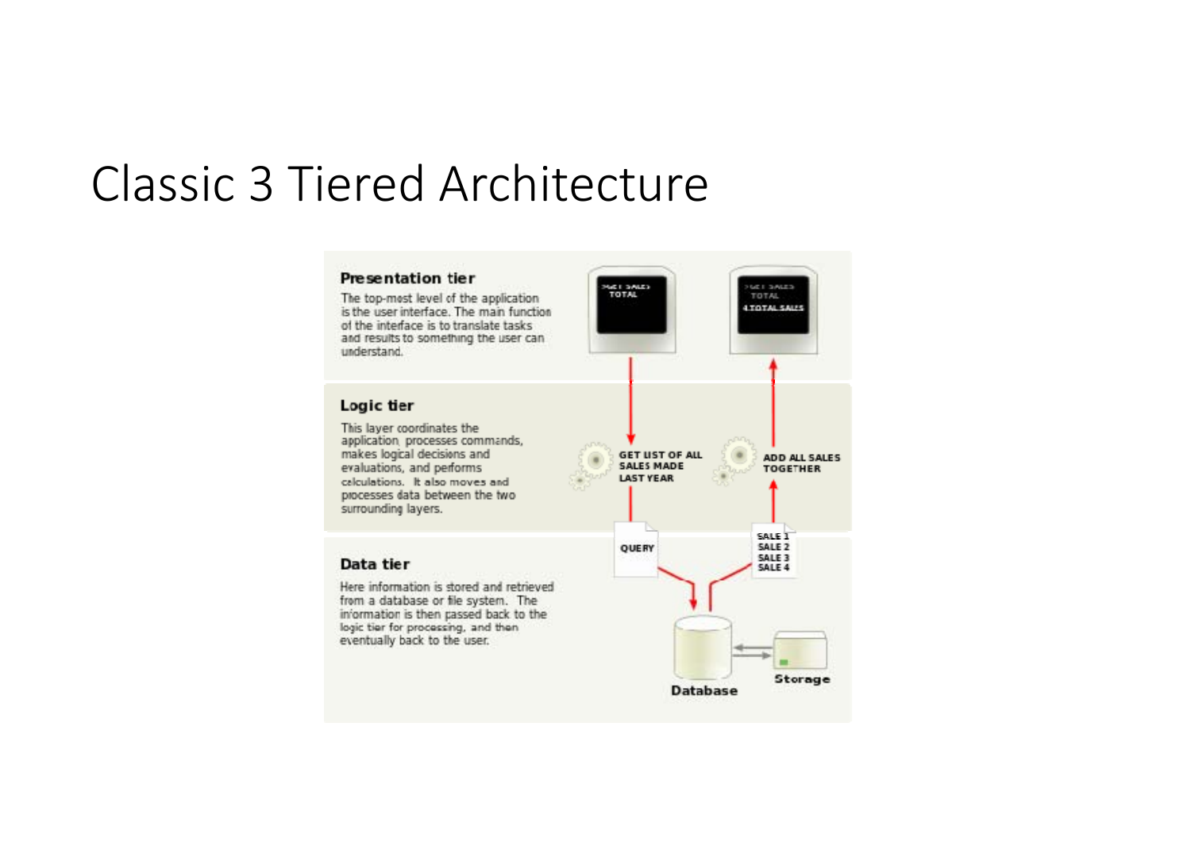# Classic 3 Tiered Architecture

**Presentation tier**

The top-most level of the application is the user interface. The main function of the interface is to translate tasks and results to something the user can understand.

**Logic tier**

This layer coordinates the application, processes commands, makes logical decisions and evaluations, and performs calculations. It also moves and processes data between the two surrounding layers.

**Data tier**

Here information is stored and retrieved from a database or file system. The information is then passed back to the logic tier for processing, and then eventually back to the user.

GET LIST OF ALL SALES MADE LAST YEAR

ADD ALL SALES TOGETHER

QUERY

SALE 1
SALE 2
SALE 3
SALE 4

Database

Storage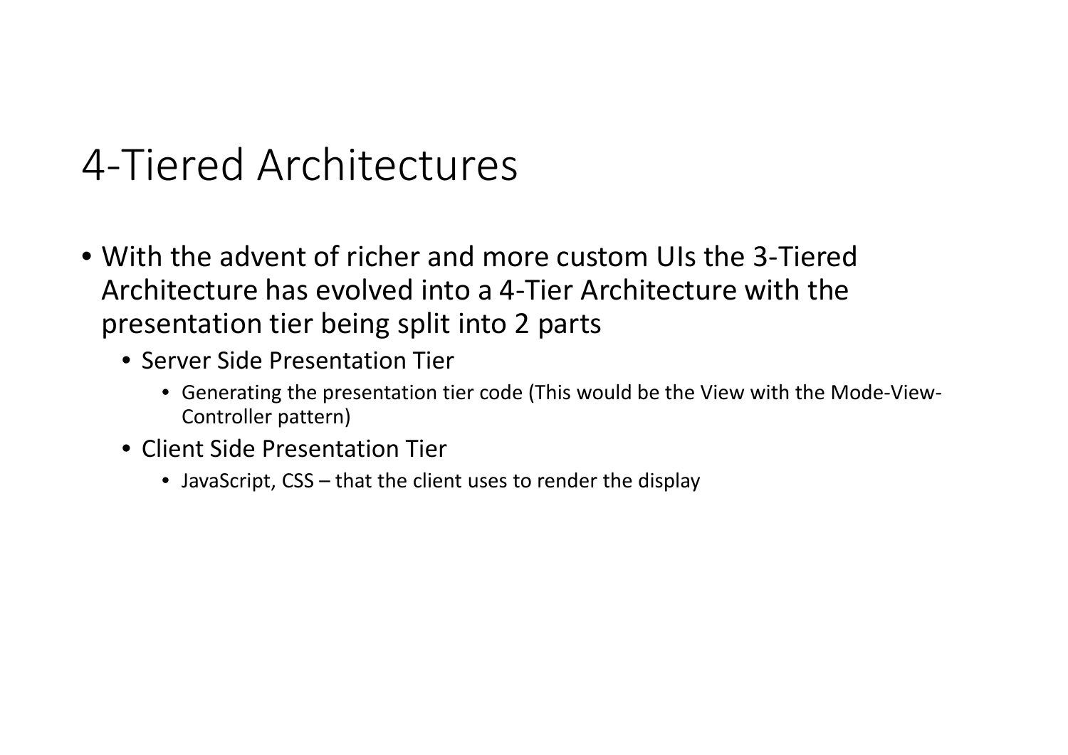# 4-Tiered Architectures

- With the advent of richer and more custom UIs the 3-Tiered Architecture has evolved into a 4-Tier Architecture with the presentation tier being split into 2 parts
  - Server Side Presentation Tier
    - Generating the presentation tier code (This would be the View with the Mode-View-Controller pattern)
  - Client Side Presentation Tier
    - JavaScript, CSS – that the client uses to render the display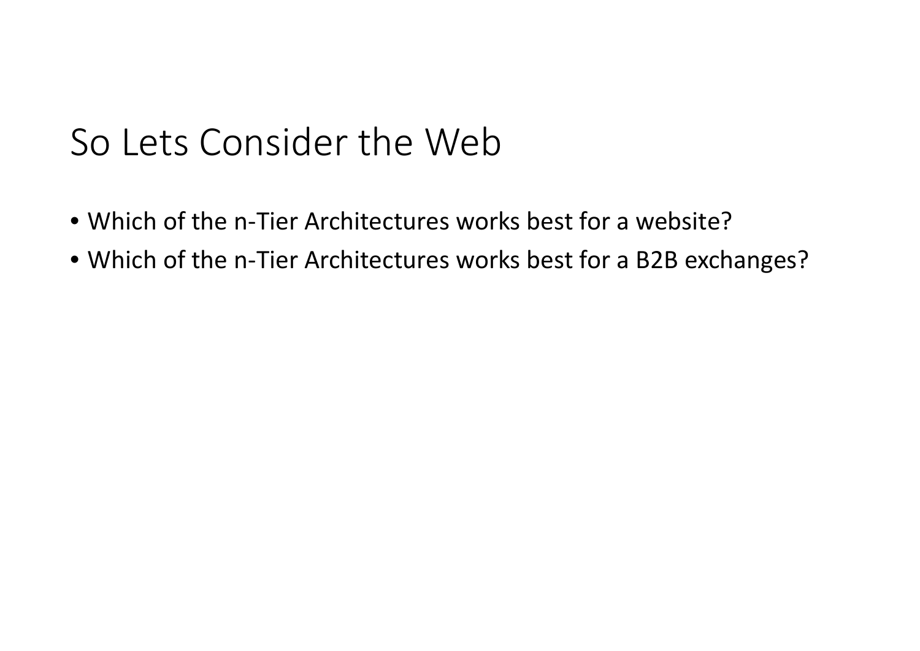# So Lets Consider the Web

- Which of the n-Tier Architectures works best for a website?
- Which of the n-Tier Architectures works best for a B2B exchanges?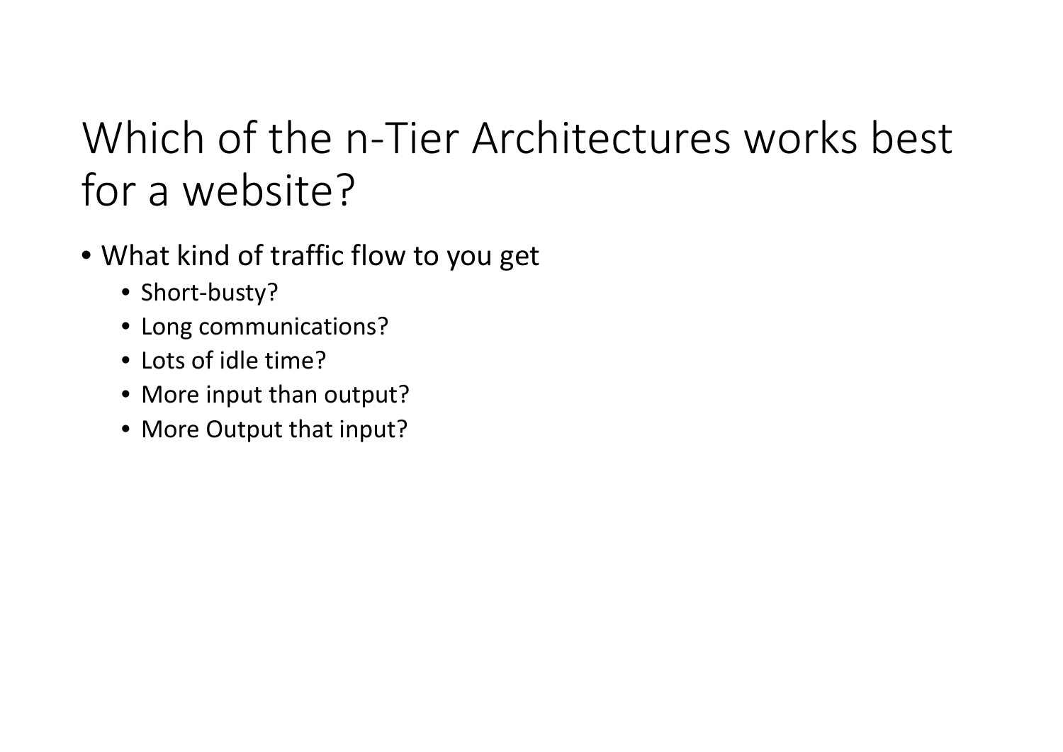# Which of the n-Tier Architectures works best for a website?

- What kind of traffic flow to you get
  - Short-busty?
  - Long communications?
  - Lots of idle time?
  - More input than output?
  - More Output that input?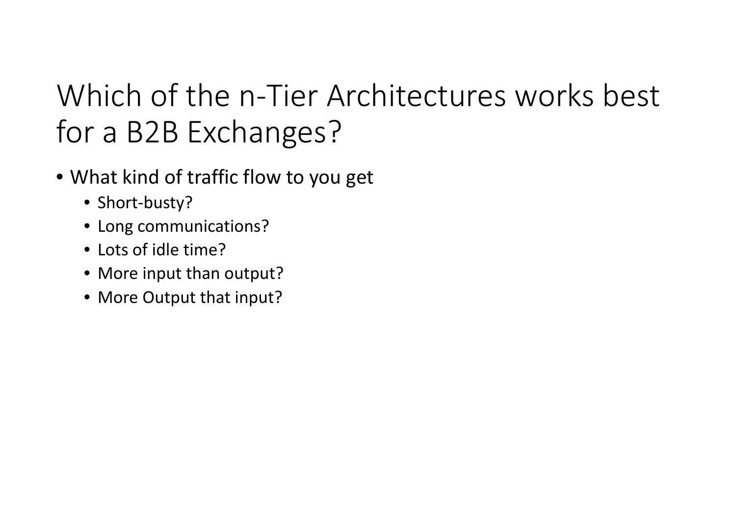# Which of the n-Tier Architectures works best for a B2B Exchanges?

- What kind of traffic flow to you get
  - Short-busty?
  - Long communications?
  - Lots of idle time?
  - More input than output?
  - More Output that input?